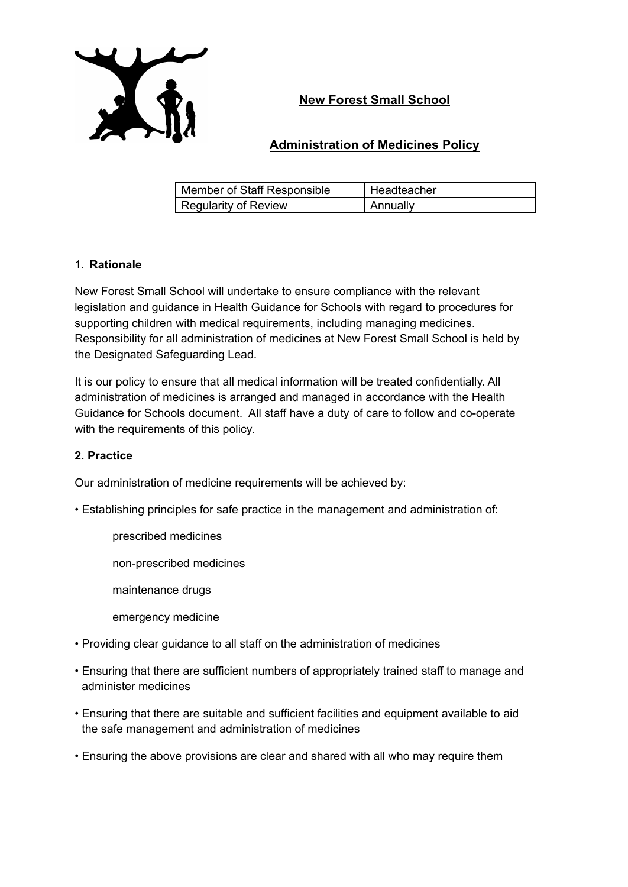# New Forest Small School

## Administration of Medicines Policy

| Member of Staff Responsible | Headteacher |
|---|---|
| Regularity of Review | Annually |

### 1. Rationale

New Forest Small School will undertake to ensure compliance with the relevant legislation and guidance in Health Guidance for Schools with regard to procedures for supporting children with medical requirements, including managing medicines. Responsibility for all administration of medicines at New Forest Small School is held by the Designated Safeguarding Lead.

It is our policy to ensure that all medical information will be treated confidentially. All administration of medicines is arranged and managed in accordance with the Health Guidance for Schools document. All staff have a duty of care to follow and co-operate with the requirements of this policy.

### 2. Practice

Our administration of medicine requirements will be achieved by:

- Establishing principles for safe practice in the management and administration of:

  prescribed medicines

  non-prescribed medicines

  maintenance drugs

  emergency medicine

- Providing clear guidance to all staff on the administration of medicines
- Ensuring that there are sufficient numbers of appropriately trained staff to manage and administer medicines
- Ensuring that there are suitable and sufficient facilities and equipment available to aid the safe management and administration of medicines
- Ensuring the above provisions are clear and shared with all who may require them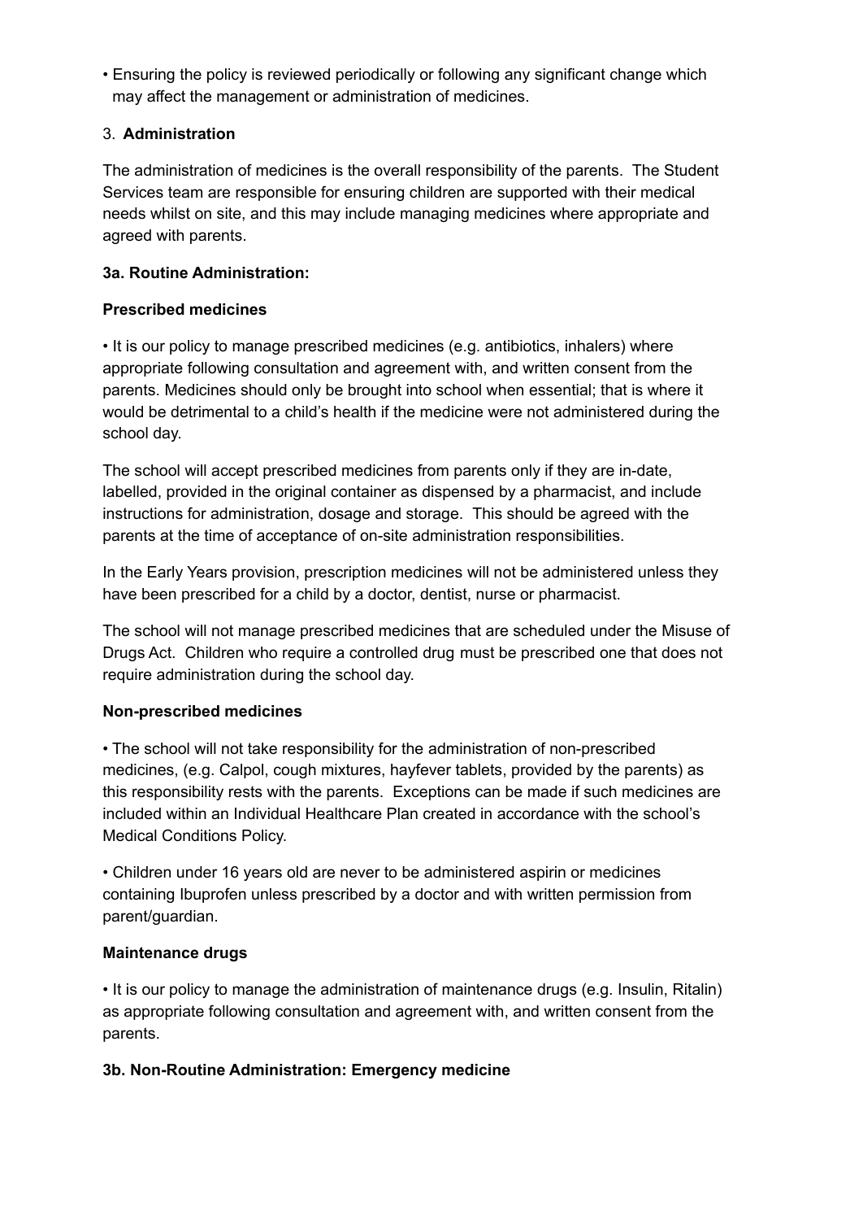- Ensuring the policy is reviewed periodically or following any significant change which may affect the management or administration of medicines.

## 3. Administration

The administration of medicines is the overall responsibility of the parents. The Student Services team are responsible for ensuring children are supported with their medical needs whilst on site, and this may include managing medicines where appropriate and agreed with parents.

### 3a. Routine Administration:

**Prescribed medicines**

- It is our policy to manage prescribed medicines (e.g. antibiotics, inhalers) where appropriate following consultation and agreement with, and written consent from the parents. Medicines should only be brought into school when essential; that is where it would be detrimental to a child's health if the medicine were not administered during the school day.

The school will accept prescribed medicines from parents only if they are in-date, labelled, provided in the original container as dispensed by a pharmacist, and include instructions for administration, dosage and storage. This should be agreed with the parents at the time of acceptance of on-site administration responsibilities.

In the Early Years provision, prescription medicines will not be administered unless they have been prescribed for a child by a doctor, dentist, nurse or pharmacist.

The school will not manage prescribed medicines that are scheduled under the Misuse of Drugs Act. Children who require a controlled drug must be prescribed one that does not require administration during the school day.

**Non-prescribed medicines**

- The school will not take responsibility for the administration of non-prescribed medicines, (e.g. Calpol, cough mixtures, hayfever tablets, provided by the parents) as this responsibility rests with the parents. Exceptions can be made if such medicines are included within an Individual Healthcare Plan created in accordance with the school's Medical Conditions Policy.

- Children under 16 years old are never to be administered aspirin or medicines containing Ibuprofen unless prescribed by a doctor and with written permission from parent/guardian.

**Maintenance drugs**

- It is our policy to manage the administration of maintenance drugs (e.g. Insulin, Ritalin) as appropriate following consultation and agreement with, and written consent from the parents.

### 3b. Non-Routine Administration: Emergency medicine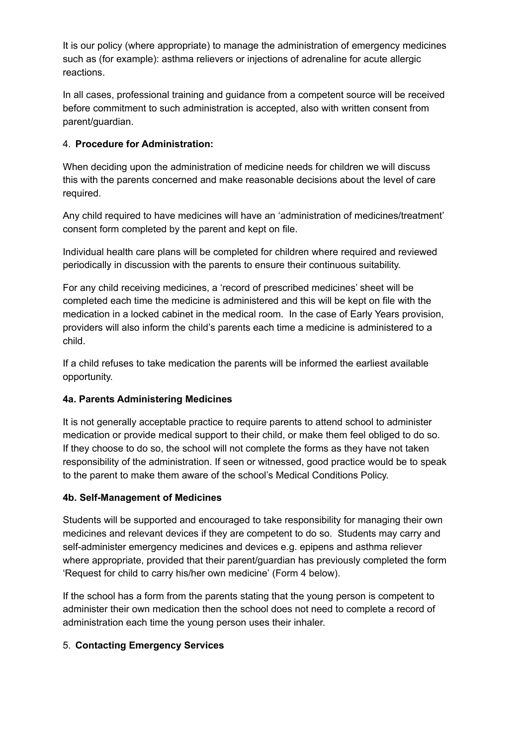It is our policy (where appropriate) to manage the administration of emergency medicines such as (for example): asthma relievers or injections of adrenaline for acute allergic reactions.

In all cases, professional training and guidance from a competent source will be received before commitment to such administration is accepted, also with written consent from parent/guardian.

4. **Procedure for Administration:**

When deciding upon the administration of medicine needs for children we will discuss this with the parents concerned and make reasonable decisions about the level of care required.

Any child required to have medicines will have an 'administration of medicines/treatment' consent form completed by the parent and kept on file.

Individual health care plans will be completed for children where required and reviewed periodically in discussion with the parents to ensure their continuous suitability.

For any child receiving medicines, a 'record of prescribed medicines' sheet will be completed each time the medicine is administered and this will be kept on file with the medication in a locked cabinet in the medical room. In the case of Early Years provision, providers will also inform the child's parents each time a medicine is administered to a child.

If a child refuses to take medication the parents will be informed the earliest available opportunity.

**4a. Parents Administering Medicines**

It is not generally acceptable practice to require parents to attend school to administer medication or provide medical support to their child, or make them feel obliged to do so. If they choose to do so, the school will not complete the forms as they have not taken responsibility of the administration. If seen or witnessed, good practice would be to speak to the parent to make them aware of the school's Medical Conditions Policy.

**4b. Self-Management of Medicines**

Students will be supported and encouraged to take responsibility for managing their own medicines and relevant devices if they are competent to do so. Students may carry and self-administer emergency medicines and devices e.g. epipens and asthma reliever where appropriate, provided that their parent/guardian has previously completed the form 'Request for child to carry his/her own medicine' (Form 4 below).

If the school has a form from the parents stating that the young person is competent to administer their own medication then the school does not need to complete a record of administration each time the young person uses their inhaler.

5. **Contacting Emergency Services**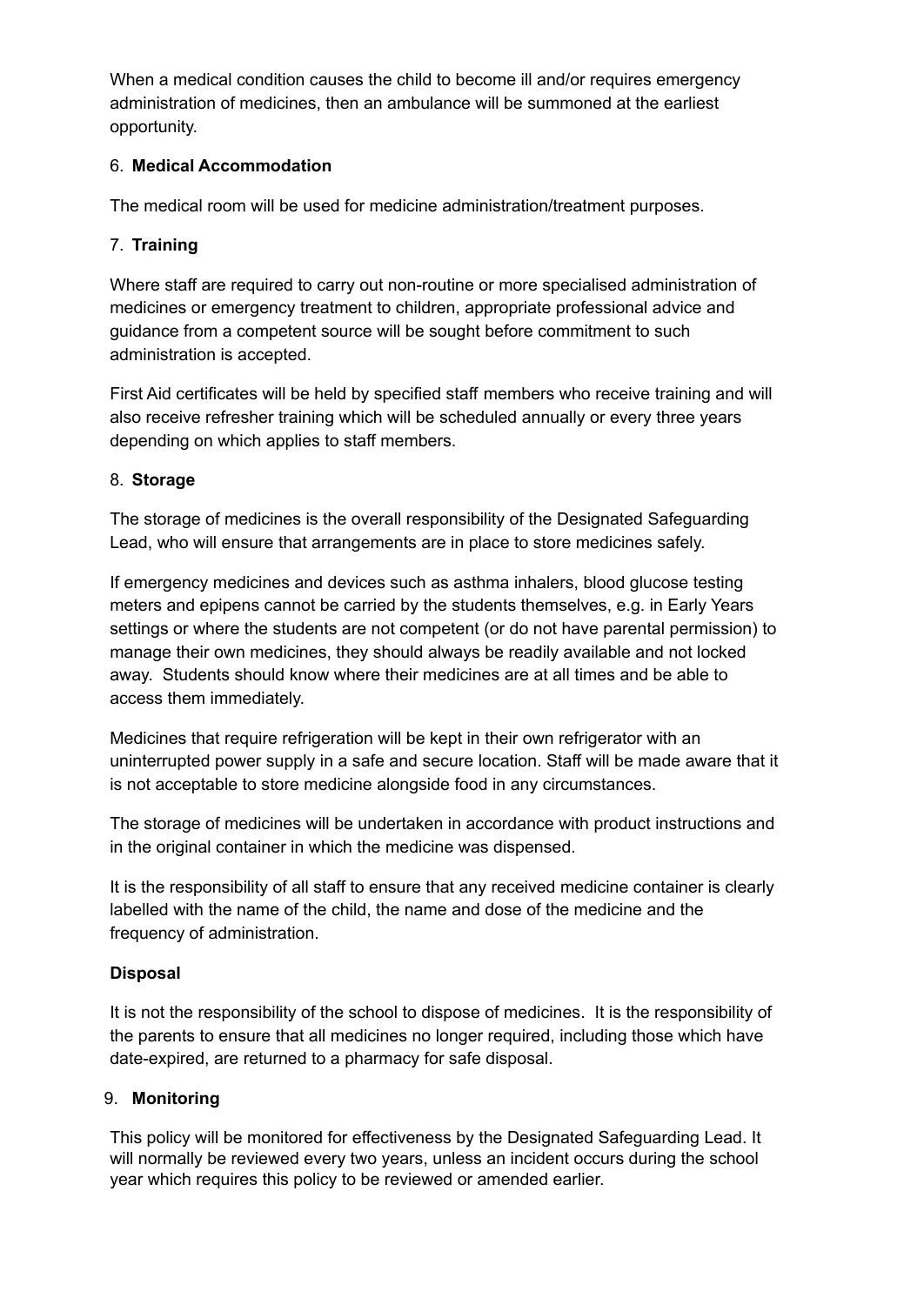When a medical condition causes the child to become ill and/or requires emergency administration of medicines, then an ambulance will be summoned at the earliest opportunity.

## 6. Medical Accommodation

The medical room will be used for medicine administration/treatment purposes.

## 7. Training

Where staff are required to carry out non-routine or more specialised administration of medicines or emergency treatment to children, appropriate professional advice and guidance from a competent source will be sought before commitment to such administration is accepted.

First Aid certificates will be held by specified staff members who receive training and will also receive refresher training which will be scheduled annually or every three years depending on which applies to staff members.

## 8. Storage

The storage of medicines is the overall responsibility of the Designated Safeguarding Lead, who will ensure that arrangements are in place to store medicines safely.

If emergency medicines and devices such as asthma inhalers, blood glucose testing meters and epipens cannot be carried by the students themselves, e.g. in Early Years settings or where the students are not competent (or do not have parental permission) to manage their own medicines, they should always be readily available and not locked away. Students should know where their medicines are at all times and be able to access them immediately.

Medicines that require refrigeration will be kept in their own refrigerator with an uninterrupted power supply in a safe and secure location. Staff will be made aware that it is not acceptable to store medicine alongside food in any circumstances.

The storage of medicines will be undertaken in accordance with product instructions and in the original container in which the medicine was dispensed.

It is the responsibility of all staff to ensure that any received medicine container is clearly labelled with the name of the child, the name and dose of the medicine and the frequency of administration.

### Disposal

It is not the responsibility of the school to dispose of medicines. It is the responsibility of the parents to ensure that all medicines no longer required, including those which have date-expired, are returned to a pharmacy for safe disposal.

## 9. Monitoring

This policy will be monitored for effectiveness by the Designated Safeguarding Lead. It will normally be reviewed every two years, unless an incident occurs during the school year which requires this policy to be reviewed or amended earlier.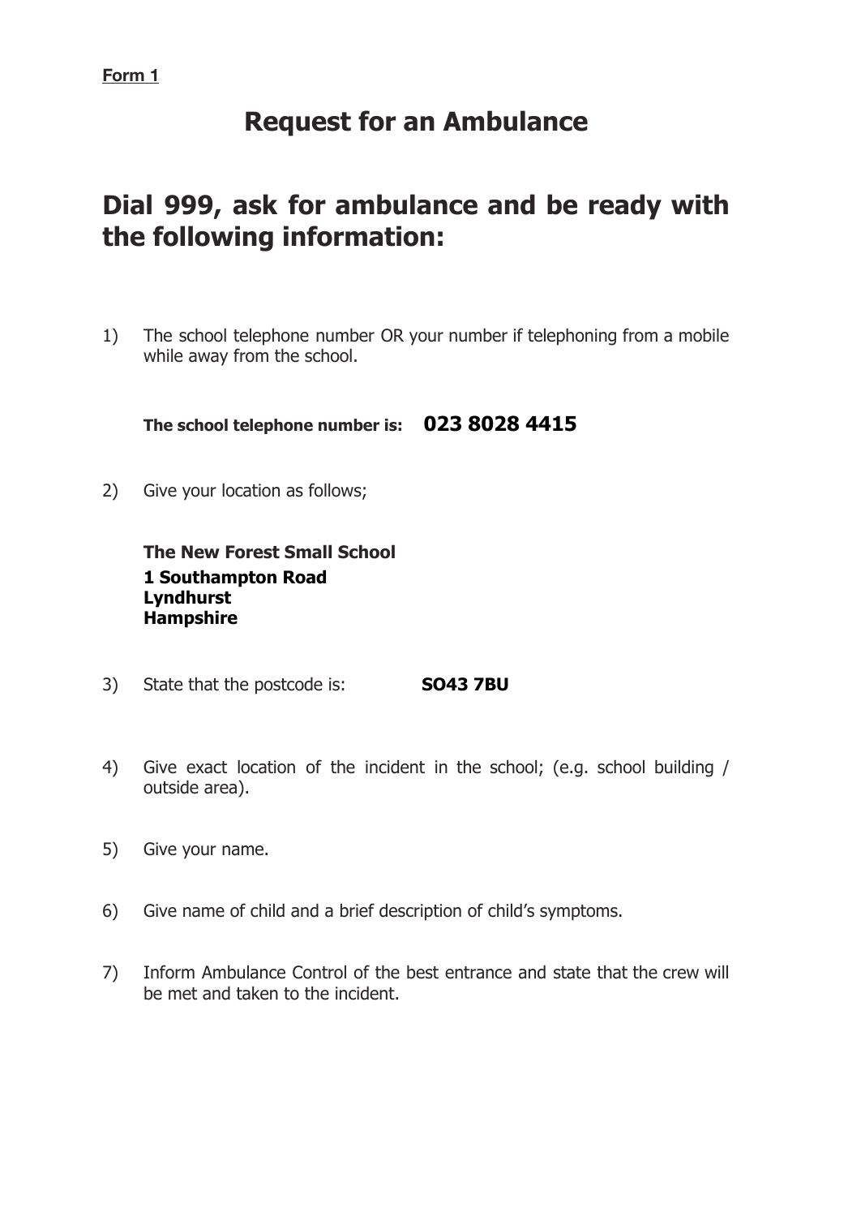**Form 1**

# Request for an Ambulance

## Dial 999, ask for ambulance and be ready with the following information:

1) The school telephone number OR your number if telephoning from a mobile while away from the school.

   **The school telephone number is: 023 8028 4415**

2) Give your location as follows;

   **The New Forest Small School**
   **1 Southampton Road**
   **Lyndhurst**
   **Hampshire**

3) State that the postcode is: **SO43 7BU**

4) Give exact location of the incident in the school; (e.g. school building / outside area).

5) Give your name.

6) Give name of child and a brief description of child's symptoms.

7) Inform Ambulance Control of the best entrance and state that the crew will be met and taken to the incident.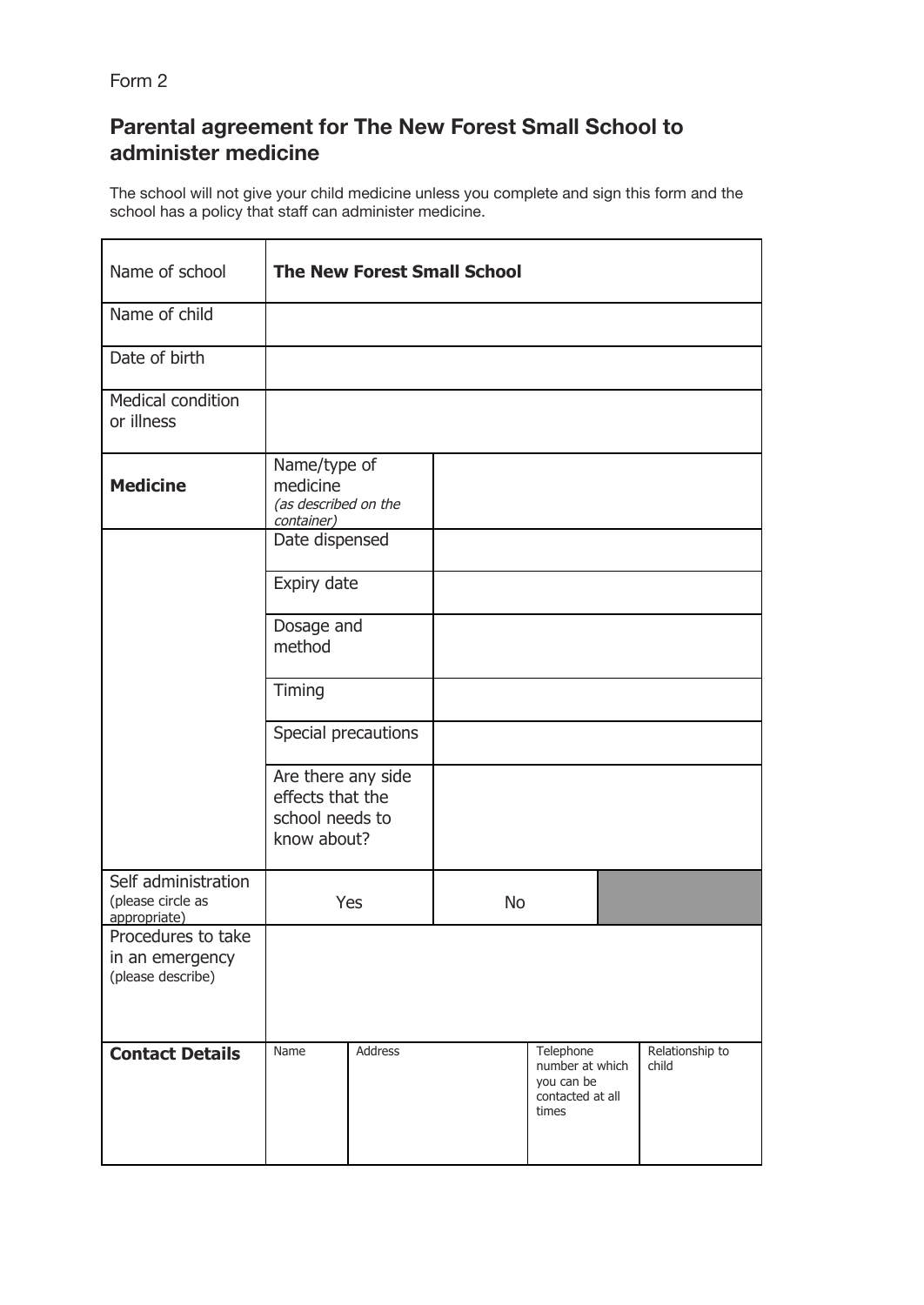Form 2

## Parental agreement for The New Forest Small School to administer medicine

The school will not give your child medicine unless you complete and sign this form and the school has a policy that staff can administer medicine.

| Name of school | **The New Forest Small School** | | | | |
|---|---|---|---|---|---|
| Name of child | | | | | |
| Date of birth | | | | | |
| Medical condition or illness | | | | | |
| **Medicine** | Name/type of medicine *(as described on the container)* | | | | |
| | Date dispensed | | | | |
| | Expiry date | | | | |
| | Dosage and method | | | | |
| | Timing | | | | |
| | Special precautions | | | | |
| | Are there any side effects that the school needs to know about? | | | | |
| Self administration (please circle as appropriate) | Yes | No | | | |
| Procedures to take in an emergency (please describe) | | | | | |
| **Contact Details** | Name | Address | | Telephone number at which you can be contacted at all times | Relationship to child |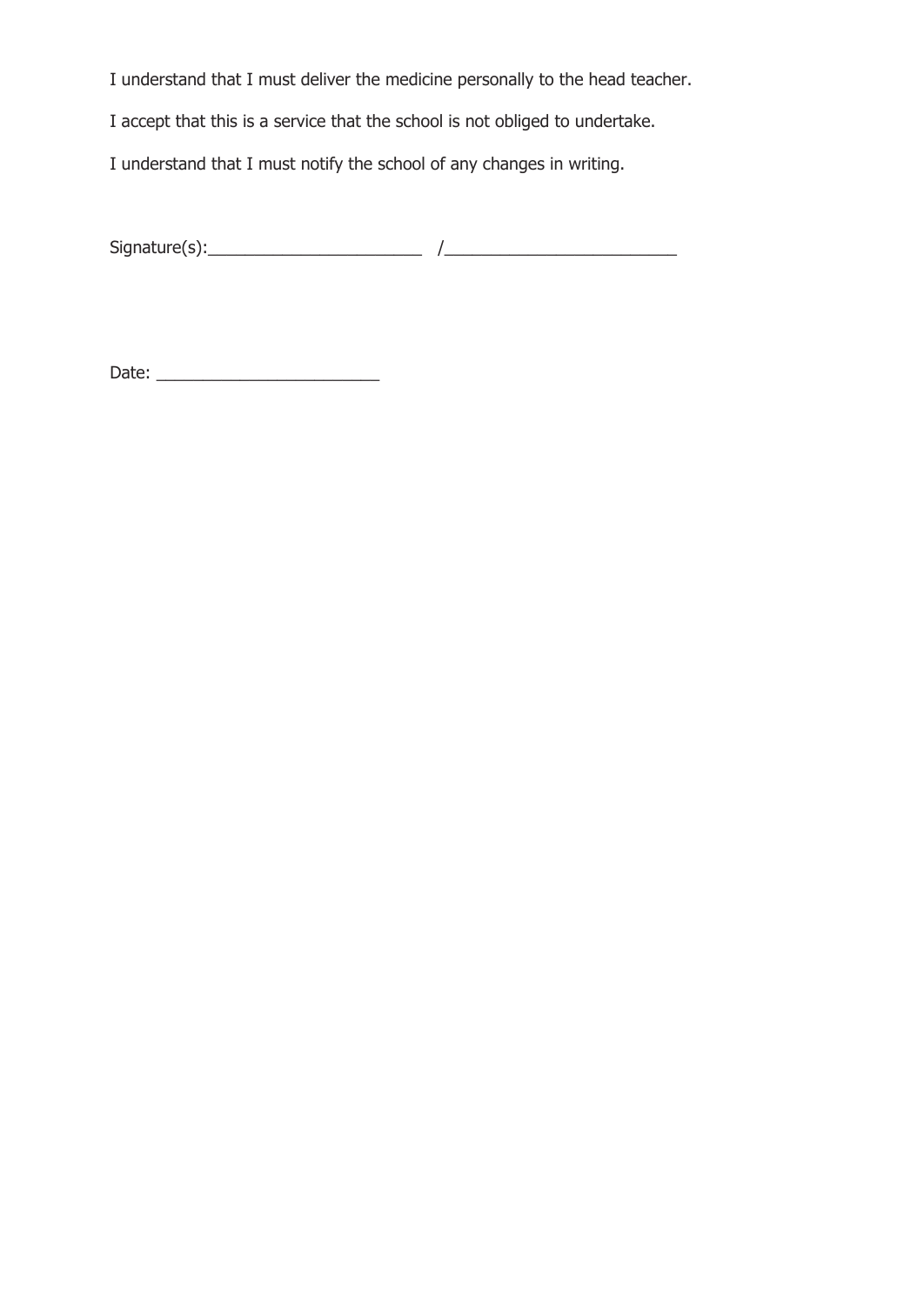I understand that I must deliver the medicine personally to the head teacher.

I accept that this is a service that the school is not obliged to undertake.

I understand that I must notify the school of any changes in writing.

Signature(s):________________________ /__________________________

Date: _________________________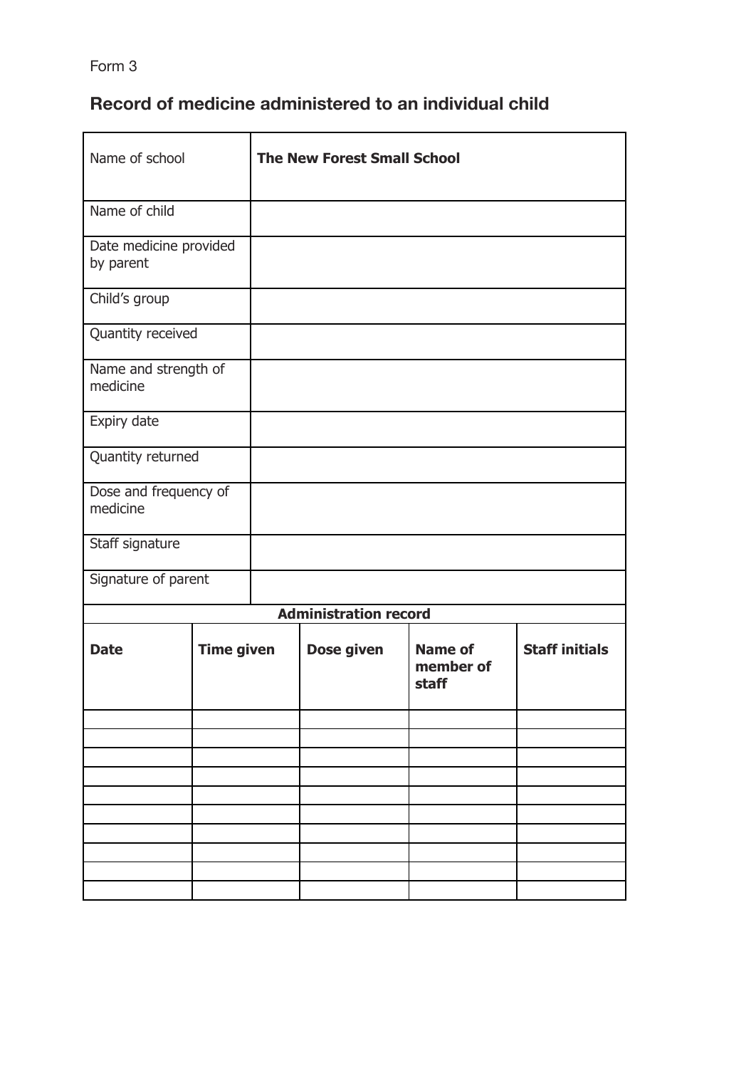Form 3

## Record of medicine administered to an individual child

| | |
|---|---|
| Name of school | **The New Forest Small School** |
| Name of child | |
| Date medicine provided by parent | |
| Child's group | |
| Quantity received | |
| Name and strength of medicine | |
| Expiry date | |
| Quantity returned | |
| Dose and frequency of medicine | |
| Staff signature | |
| Signature of parent | |

**Administration record**

| **Date** | **Time given** | **Dose given** | **Name of member of staff** | **Staff initials** |
|---|---|---|---|---|
| | | | | |
| | | | | |
| | | | | |
| | | | | |
| | | | | |
| | | | | |
| | | | | |
| | | | | |
| | | | | |
| | | | | |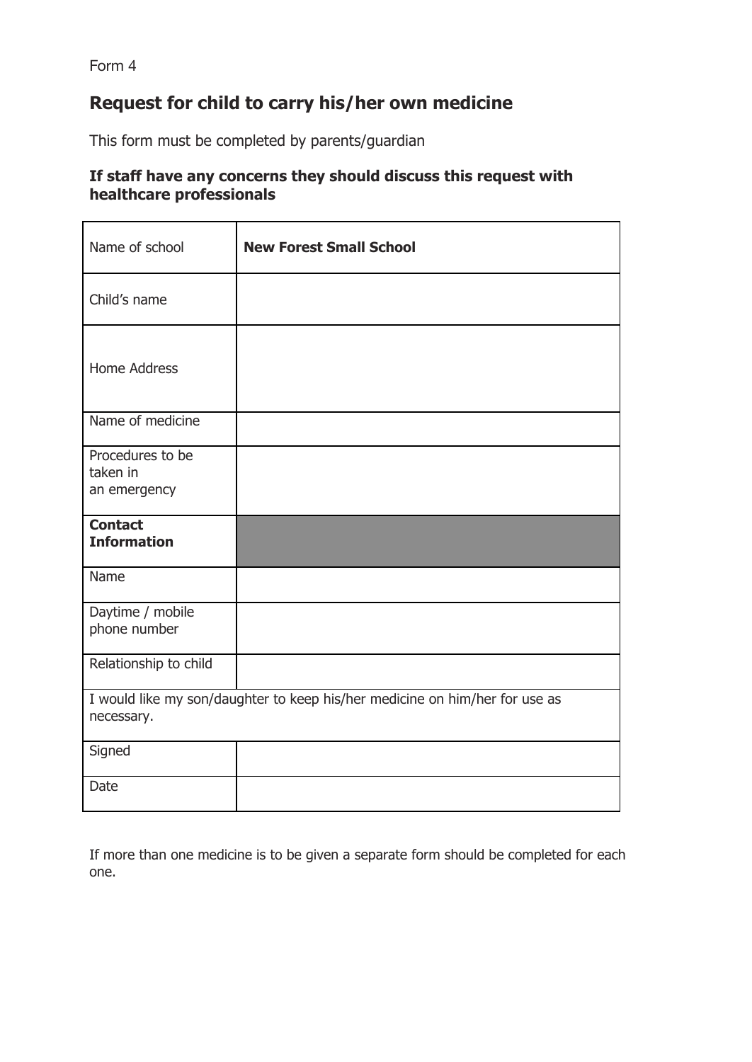Form 4

## Request for child to carry his/her own medicine

This form must be completed by parents/guardian

**If staff have any concerns they should discuss this request with healthcare professionals**

| | |
|---|---|
| Name of school | **New Forest Small School** |
| Child's name | |
| Home Address | |
| Name of medicine | |
| Procedures to be taken in an emergency | |
| **Contact Information** | |
| Name | |
| Daytime / mobile phone number | |
| Relationship to child | |
| I would like my son/daughter to keep his/her medicine on him/her for use as necessary. | |
| Signed | |
| Date | |

If more than one medicine is to be given a separate form should be completed for each one.